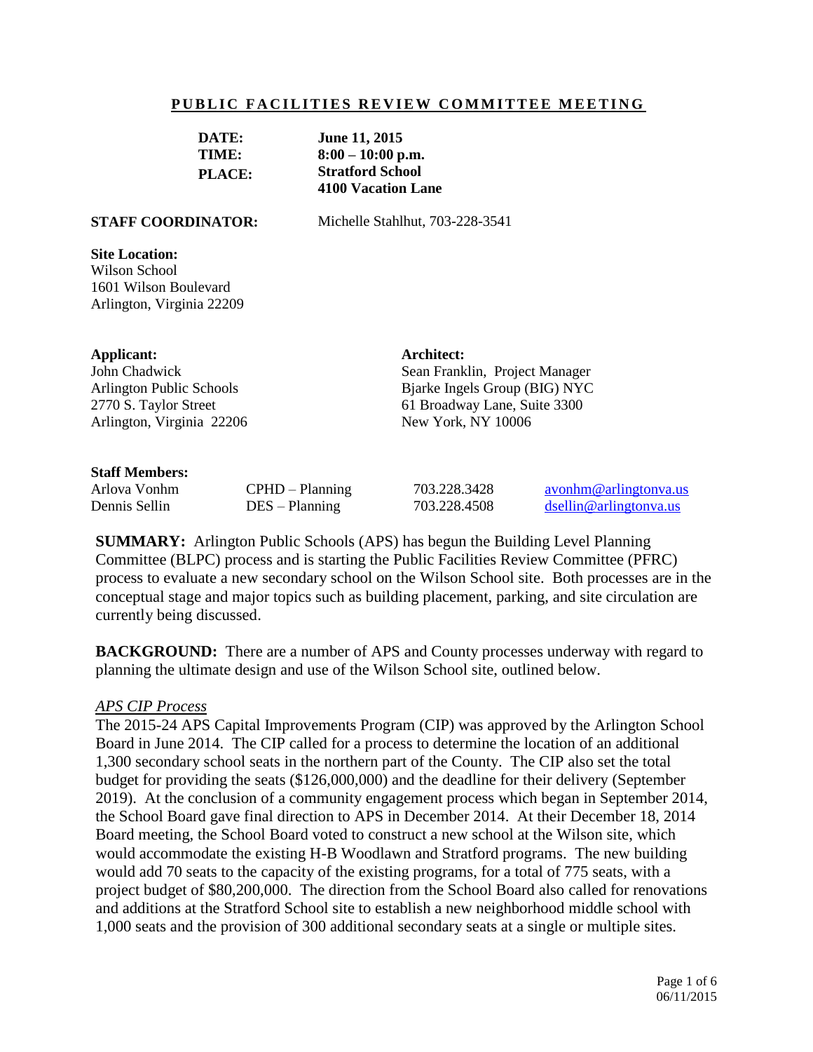## PUBLIC FACILITIES REVIEW COMMITTEE MEETING

| | |
|---|---|
| **DATE:** | **June 11, 2015** |
| **TIME:** | **8:00 – 10:00 p.m.** |
| **PLACE:** | **Stratford School**<br>**4100 Vacation Lane** |

**STAFF COORDINATOR:** Michelle Stahlhut, 703-228-3541

**Site Location:**
Wilson School
1601 Wilson Boulevard
Arlington, Virginia 22209

**Applicant:**
John Chadwick
Arlington Public Schools
2770 S. Taylor Street
Arlington, Virginia 22206

**Architect:**
Sean Franklin, Project Manager
Bjarke Ingels Group (BIG) NYC
61 Broadway Lane, Suite 3300
New York, NY 10006

**Staff Members:**

| | | | |
|---|---|---|---|
| Arlova Vonhm | CPHD – Planning | 703.228.3428 | avonhm@arlingtonva.us |
| Dennis Sellin | DES – Planning | 703.228.4508 | dsellin@arlingtonva.us |

**SUMMARY:** Arlington Public Schools (APS) has begun the Building Level Planning Committee (BLPC) process and is starting the Public Facilities Review Committee (PFRC) process to evaluate a new secondary school on the Wilson School site. Both processes are in the conceptual stage and major topics such as building placement, parking, and site circulation are currently being discussed.

**BACKGROUND:** There are a number of APS and County processes underway with regard to planning the ultimate design and use of the Wilson School site, outlined below.

*APS CIP Process*

The 2015-24 APS Capital Improvements Program (CIP) was approved by the Arlington School Board in June 2014. The CIP called for a process to determine the location of an additional 1,300 secondary school seats in the northern part of the County. The CIP also set the total budget for providing the seats ($126,000,000) and the deadline for their delivery (September 2019). At the conclusion of a community engagement process which began in September 2014, the School Board gave final direction to APS in December 2014. At their December 18, 2014 Board meeting, the School Board voted to construct a new school at the Wilson site, which would accommodate the existing H-B Woodlawn and Stratford programs. The new building would add 70 seats to the capacity of the existing programs, for a total of 775 seats, with a project budget of $80,200,000. The direction from the School Board also called for renovations and additions at the Stratford School site to establish a new neighborhood middle school with 1,000 seats and the provision of 300 additional secondary seats at a single or multiple sites.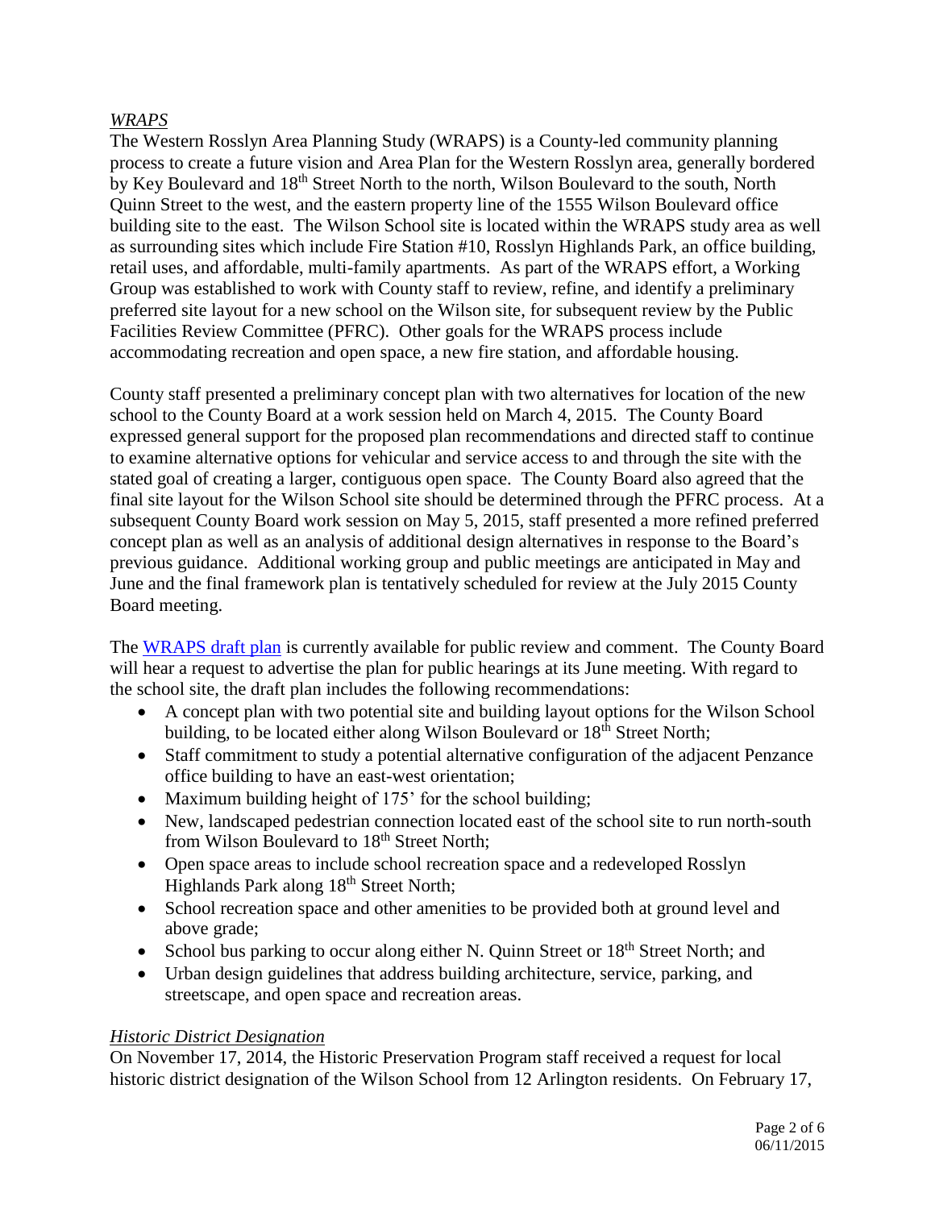*WRAPS*

The Western Rosslyn Area Planning Study (WRAPS) is a County-led community planning process to create a future vision and Area Plan for the Western Rosslyn area, generally bordered by Key Boulevard and 18th Street North to the north, Wilson Boulevard to the south, North Quinn Street to the west, and the eastern property line of the 1555 Wilson Boulevard office building site to the east. The Wilson School site is located within the WRAPS study area as well as surrounding sites which include Fire Station #10, Rosslyn Highlands Park, an office building, retail uses, and affordable, multi-family apartments. As part of the WRAPS effort, a Working Group was established to work with County staff to review, refine, and identify a preliminary preferred site layout for a new school on the Wilson site, for subsequent review by the Public Facilities Review Committee (PFRC). Other goals for the WRAPS process include accommodating recreation and open space, a new fire station, and affordable housing.

County staff presented a preliminary concept plan with two alternatives for location of the new school to the County Board at a work session held on March 4, 2015. The County Board expressed general support for the proposed plan recommendations and directed staff to continue to examine alternative options for vehicular and service access to and through the site with the stated goal of creating a larger, contiguous open space. The County Board also agreed that the final site layout for the Wilson School site should be determined through the PFRC process. At a subsequent County Board work session on May 5, 2015, staff presented a more refined preferred concept plan as well as an analysis of additional design alternatives in response to the Board's previous guidance. Additional working group and public meetings are anticipated in May and June and the final framework plan is tentatively scheduled for review at the July 2015 County Board meeting.

The WRAPS draft plan is currently available for public review and comment. The County Board will hear a request to advertise the plan for public hearings at its June meeting. With regard to the school site, the draft plan includes the following recommendations:

- A concept plan with two potential site and building layout options for the Wilson School building, to be located either along Wilson Boulevard or 18th Street North;
- Staff commitment to study a potential alternative configuration of the adjacent Penzance office building to have an east-west orientation;
- Maximum building height of 175' for the school building;
- New, landscaped pedestrian connection located east of the school site to run north-south from Wilson Boulevard to 18th Street North;
- Open space areas to include school recreation space and a redeveloped Rosslyn Highlands Park along 18th Street North;
- School recreation space and other amenities to be provided both at ground level and above grade;
- School bus parking to occur along either N. Quinn Street or 18th Street North; and
- Urban design guidelines that address building architecture, service, parking, and streetscape, and open space and recreation areas.

*Historic District Designation*

On November 17, 2014, the Historic Preservation Program staff received a request for local historic district designation of the Wilson School from 12 Arlington residents. On February 17,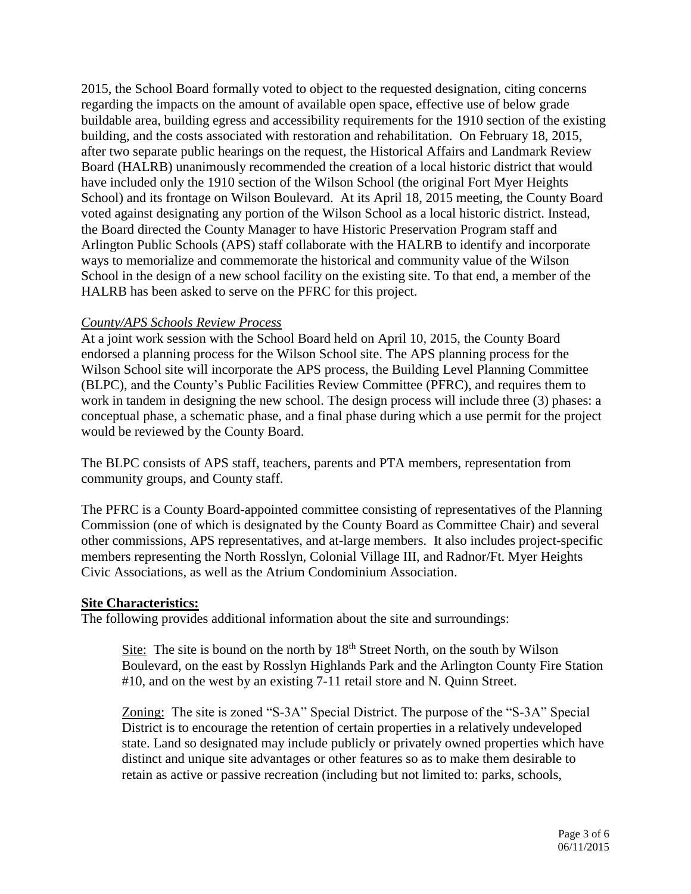2015, the School Board formally voted to object to the requested designation, citing concerns regarding the impacts on the amount of available open space, effective use of below grade buildable area, building egress and accessibility requirements for the 1910 section of the existing building, and the costs associated with restoration and rehabilitation. On February 18, 2015, after two separate public hearings on the request, the Historical Affairs and Landmark Review Board (HALRB) unanimously recommended the creation of a local historic district that would have included only the 1910 section of the Wilson School (the original Fort Myer Heights School) and its frontage on Wilson Boulevard. At its April 18, 2015 meeting, the County Board voted against designating any portion of the Wilson School as a local historic district. Instead, the Board directed the County Manager to have Historic Preservation Program staff and Arlington Public Schools (APS) staff collaborate with the HALRB to identify and incorporate ways to memorialize and commemorate the historical and community value of the Wilson School in the design of a new school facility on the existing site. To that end, a member of the HALRB has been asked to serve on the PFRC for this project.

*County/APS Schools Review Process*

At a joint work session with the School Board held on April 10, 2015, the County Board endorsed a planning process for the Wilson School site. The APS planning process for the Wilson School site will incorporate the APS process, the Building Level Planning Committee (BLPC), and the County's Public Facilities Review Committee (PFRC), and requires them to work in tandem in designing the new school. The design process will include three (3) phases: a conceptual phase, a schematic phase, and a final phase during which a use permit for the project would be reviewed by the County Board.

The BLPC consists of APS staff, teachers, parents and PTA members, representation from community groups, and County staff.

The PFRC is a County Board-appointed committee consisting of representatives of the Planning Commission (one of which is designated by the County Board as Committee Chair) and several other commissions, APS representatives, and at-large members. It also includes project-specific members representing the North Rosslyn, Colonial Village III, and Radnor/Ft. Myer Heights Civic Associations, as well as the Atrium Condominium Association.

**Site Characteristics:**

The following provides additional information about the site and surroundings:

Site: The site is bound on the north by 18th Street North, on the south by Wilson Boulevard, on the east by Rosslyn Highlands Park and the Arlington County Fire Station #10, and on the west by an existing 7-11 retail store and N. Quinn Street.

Zoning: The site is zoned "S-3A" Special District. The purpose of the "S-3A" Special District is to encourage the retention of certain properties in a relatively undeveloped state. Land so designated may include publicly or privately owned properties which have distinct and unique site advantages or other features so as to make them desirable to retain as active or passive recreation (including but not limited to: parks, schools,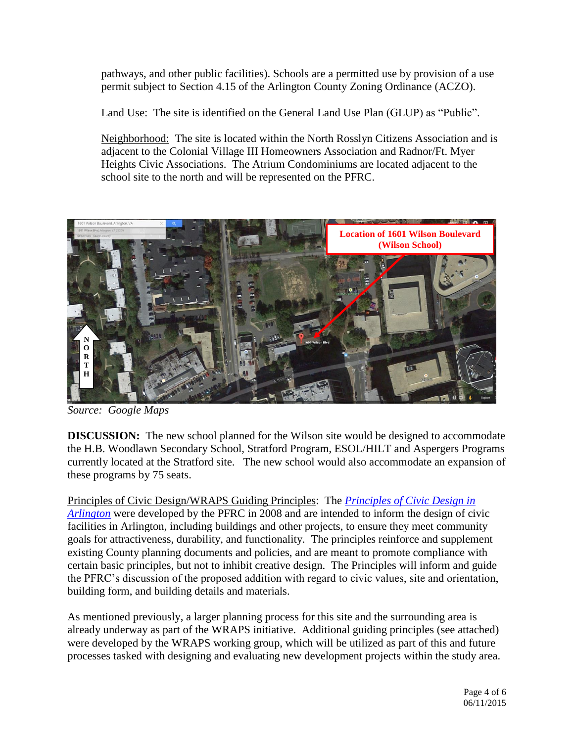pathways, and other public facilities). Schools are a permitted use by provision of a use permit subject to Section 4.15 of the Arlington County Zoning Ordinance (ACZO).

Land Use: The site is identified on the General Land Use Plan (GLUP) as "Public".

Neighborhood: The site is located within the North Rosslyn Citizens Association and is adjacent to the Colonial Village III Homeowners Association and Radnor/Ft. Myer Heights Civic Associations. The Atrium Condominiums are located adjacent to the school site to the north and will be represented on the PFRC.

Location of 1601 Wilson Boulevard (Wilson School)

*Source: Google Maps*

**DISCUSSION:** The new school planned for the Wilson site would be designed to accommodate the H.B. Woodlawn Secondary School, Stratford Program, ESOL/HILT and Aspergers Programs currently located at the Stratford site. The new school would also accommodate an expansion of these programs by 75 seats.

Principles of Civic Design/WRAPS Guiding Principles: The *Principles of Civic Design in Arlington* were developed by the PFRC in 2008 and are intended to inform the design of civic facilities in Arlington, including buildings and other projects, to ensure they meet community goals for attractiveness, durability, and functionality. The principles reinforce and supplement existing County planning documents and policies, and are meant to promote compliance with certain basic principles, but not to inhibit creative design. The Principles will inform and guide the PFRC's discussion of the proposed addition with regard to civic values, site and orientation, building form, and building details and materials.

As mentioned previously, a larger planning process for this site and the surrounding area is already underway as part of the WRAPS initiative. Additional guiding principles (see attached) were developed by the WRAPS working group, which will be utilized as part of this and future processes tasked with designing and evaluating new development projects within the study area.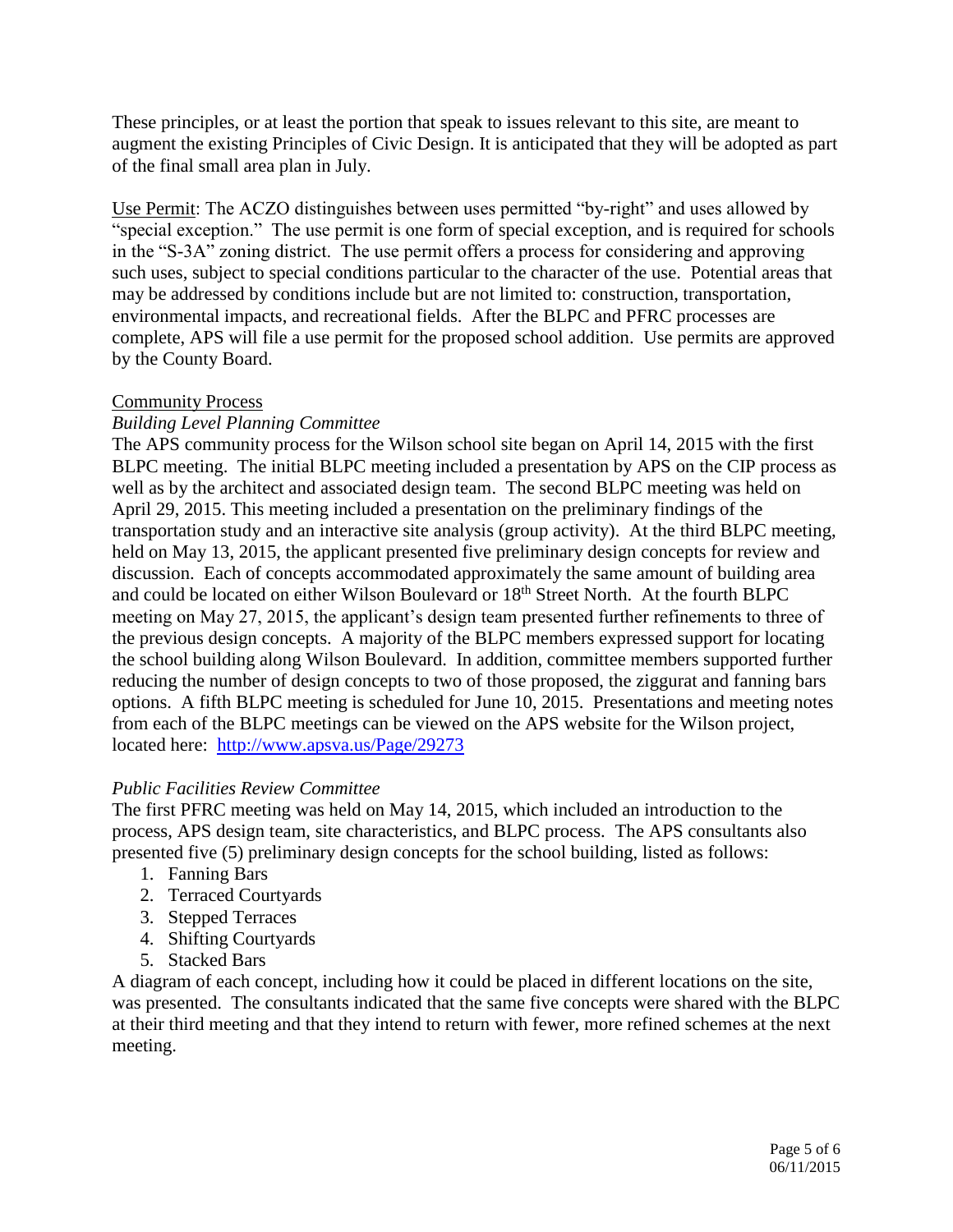These principles, or at least the portion that speak to issues relevant to this site, are meant to augment the existing Principles of Civic Design. It is anticipated that they will be adopted as part of the final small area plan in July.

Use Permit: The ACZO distinguishes between uses permitted "by-right" and uses allowed by "special exception." The use permit is one form of special exception, and is required for schools in the "S-3A" zoning district. The use permit offers a process for considering and approving such uses, subject to special conditions particular to the character of the use. Potential areas that may be addressed by conditions include but are not limited to: construction, transportation, environmental impacts, and recreational fields. After the BLPC and PFRC processes are complete, APS will file a use permit for the proposed school addition. Use permits are approved by the County Board.

Community Process

*Building Level Planning Committee*

The APS community process for the Wilson school site began on April 14, 2015 with the first BLPC meeting. The initial BLPC meeting included a presentation by APS on the CIP process as well as by the architect and associated design team. The second BLPC meeting was held on April 29, 2015. This meeting included a presentation on the preliminary findings of the transportation study and an interactive site analysis (group activity). At the third BLPC meeting, held on May 13, 2015, the applicant presented five preliminary design concepts for review and discussion. Each of concepts accommodated approximately the same amount of building area and could be located on either Wilson Boulevard or 18th Street North. At the fourth BLPC meeting on May 27, 2015, the applicant's design team presented further refinements to three of the previous design concepts. A majority of the BLPC members expressed support for locating the school building along Wilson Boulevard. In addition, committee members supported further reducing the number of design concepts to two of those proposed, the ziggurat and fanning bars options. A fifth BLPC meeting is scheduled for June 10, 2015. Presentations and meeting notes from each of the BLPC meetings can be viewed on the APS website for the Wilson project, located here: http://www.apsva.us/Page/29273

*Public Facilities Review Committee*

The first PFRC meeting was held on May 14, 2015, which included an introduction to the process, APS design team, site characteristics, and BLPC process. The APS consultants also presented five (5) preliminary design concepts for the school building, listed as follows:

1. Fanning Bars
2. Terraced Courtyards
3. Stepped Terraces
4. Shifting Courtyards
5. Stacked Bars

A diagram of each concept, including how it could be placed in different locations on the site, was presented. The consultants indicated that the same five concepts were shared with the BLPC at their third meeting and that they intend to return with fewer, more refined schemes at the next meeting.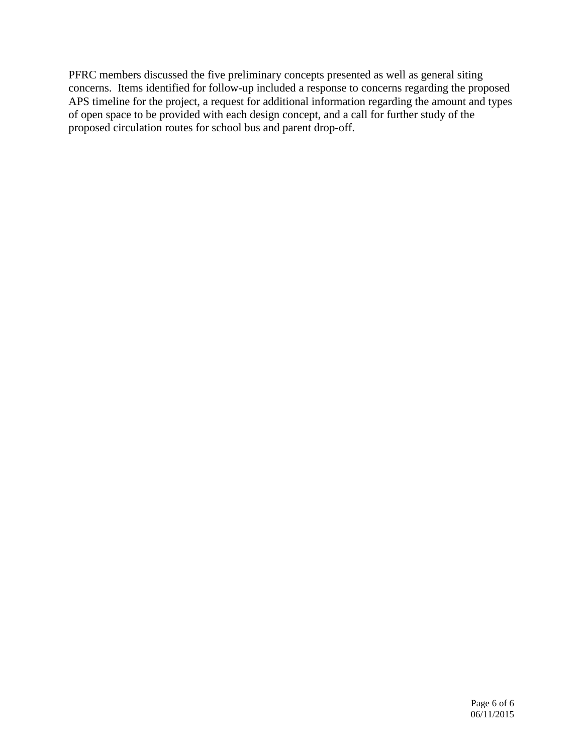PFRC members discussed the five preliminary concepts presented as well as general siting concerns. Items identified for follow-up included a response to concerns regarding the proposed APS timeline for the project, a request for additional information regarding the amount and types of open space to be provided with each design concept, and a call for further study of the proposed circulation routes for school bus and parent drop-off.